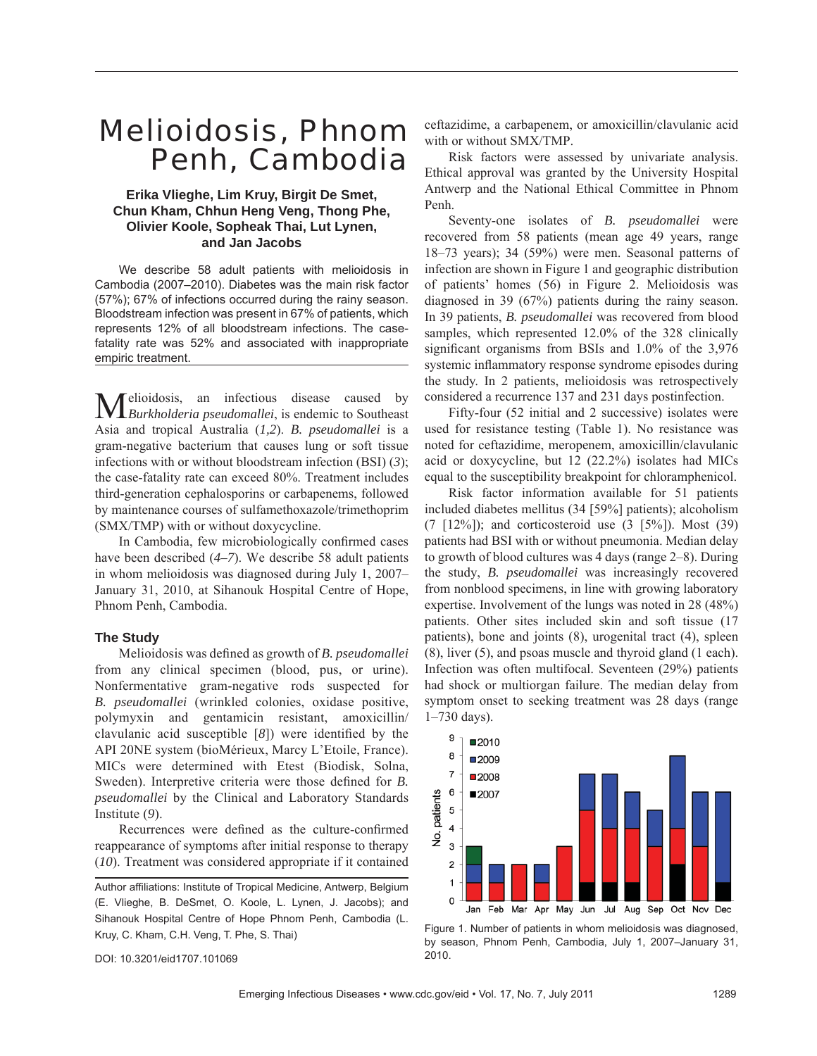# Melioidosis, Phnom Penh, Cambodia

**Erika Vlieghe, Lim Kruy, Birgit De Smet, Chun Kham, Chhun Heng Veng, Thong Phe, Olivier Koole, Sopheak Thai, Lut Lynen, and Jan Jacobs**

We describe 58 adult patients with melioidosis in Cambodia (2007–2010). Diabetes was the main risk factor (57%); 67% of infections occurred during the rainy season. Bloodstream infection was present in 67% of patients, which represents 12% of all bloodstream infections. The case-fatality rate was 52% and associated with inappropriate empiric treatment.

Melioidosis, an infectious disease caused by *Burkholderia pseudomallei*, is endemic to Southeast Asia and tropical Australia (*1,2*). *B. pseudomallei* is a gram-negative bacterium that causes lung or soft tissue infections with or without bloodstream infection (BSI) (*3*); the case-fatality rate can exceed 80%. Treatment includes third-generation cephalosporins or carbapenems, followed by maintenance courses of sulfamethoxazole/trimethoprim (SMX/TMP) with or without doxycycline.

In Cambodia, few microbiologically confirmed cases have been described (*4–7*). We describe 58 adult patients in whom melioidosis was diagnosed during July 1, 2007–January 31, 2010, at Sihanouk Hospital Centre of Hope, Phnom Penh, Cambodia.

## The Study

Melioidosis was defined as growth of *B. pseudomallei* from any clinical specimen (blood, pus, or urine). Nonfermentative gram-negative rods suspected for *B. pseudomallei* (wrinkled colonies, oxidase positive, polymyxin and gentamicin resistant, amoxicillin/clavulanic acid susceptible [*8*]) were identified by the API 20NE system (bioMérieux, Marcy L'Etoile, France). MICs were determined with Etest (Biodisk, Solna, Sweden). Interpretive criteria were those defined for *B. pseudomallei* by the Clinical and Laboratory Standards Institute (*9*).

Recurrences were defined as the culture-confirmed reappearance of symptoms after initial response to therapy (*10*). Treatment was considered appropriate if it contained ceftazidime, a carbapenem, or amoxicillin/clavulanic acid with or without SMX/TMP.

Risk factors were assessed by univariate analysis. Ethical approval was granted by the University Hospital Antwerp and the National Ethical Committee in Phnom Penh.

Seventy-one isolates of *B. pseudomallei* were recovered from 58 patients (mean age 49 years, range 18–73 years); 34 (59%) were men. Seasonal patterns of infection are shown in Figure 1 and geographic distribution of patients' homes (56) in Figure 2. Melioidosis was diagnosed in 39 (67%) patients during the rainy season. In 39 patients, *B. pseudomallei* was recovered from blood samples, which represented 12.0% of the 328 clinically significant organisms from BSIs and 1.0% of the 3,976 systemic inflammatory response syndrome episodes during the study. In 2 patients, melioidosis was retrospectively considered a recurrence 137 and 231 days postinfection.

Fifty-four (52 initial and 2 successive) isolates were used for resistance testing (Table 1). No resistance was noted for ceftazidime, meropenem, amoxicillin/clavulanic acid or doxycycline, but 12 (22.2%) isolates had MICs equal to the susceptibility breakpoint for chloramphenicol.

Risk factor information available for 51 patients included diabetes mellitus (34 [59%] patients); alcoholism (7 [12%]); and corticosteroid use (3 [5%]). Most (39) patients had BSI with or without pneumonia. Median delay to growth of blood cultures was 4 days (range 2–8). During the study, *B. pseudomallei* was increasingly recovered from nonblood specimens, in line with growing laboratory expertise. Involvement of the lungs was noted in 28 (48%) patients. Other sites included skin and soft tissue (17 patients), bone and joints (8), urogenital tract (4), spleen (8), liver (5), and psoas muscle and thyroid gland (1 each). Infection was often multifocal. Seventeen (29%) patients had shock or multiorgan failure. The median delay from symptom onset to seeking treatment was 28 days (range 1–730 days).

Figure 1. Number of patients in whom melioidosis was diagnosed, by season, Phnom Penh, Cambodia, July 1, 2007–January 31, 2010.

Author affiliations: Institute of Tropical Medicine, Antwerp, Belgium (E. Vlieghe, B. DeSmet, O. Koole, L. Lynen, J. Jacobs); and Sihanouk Hospital Centre of Hope Phnom Penh, Cambodia (L. Kruy, C. Kham, C.H. Veng, T. Phe, S. Thai)

DOI: 10.3201/eid1707.101069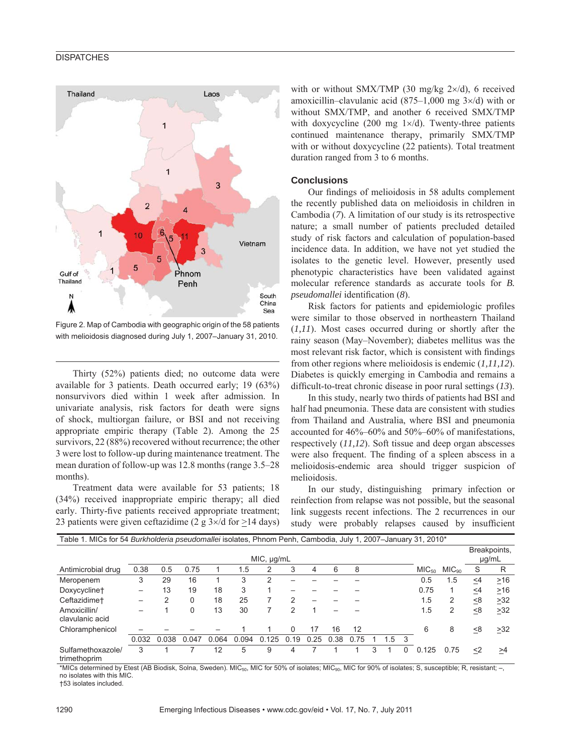Figure 2. Map of Cambodia with geographic origin of the 58 patients with melioidosis diagnosed during July 1, 2007–January 31, 2010.

Thirty (52%) patients died; no outcome data were available for 3 patients. Death occurred early; 19 (63%) nonsurvivors died within 1 week after admission. In univariate analysis, risk factors for death were signs of shock, multiorgan failure, or BSI and not receiving appropriate empiric therapy (Table 2). Among the 25 survivors, 22 (88%) recovered without recurrence; the other 3 were lost to follow-up during maintenance treatment. The mean duration of follow-up was 12.8 months (range 3.5–28 months).

Treatment data were available for 53 patients; 18 (34%) received inappropriate empiric therapy; all died early. Thirty-five patients received appropriate treatment; 23 patients were given ceftazidime (2 g 3×/d for ≥14 days) with or without SMX/TMP (30 mg/kg 2×/d), 6 received amoxicillin–clavulanic acid (875–1,000 mg 3×/d) with or without SMX/TMP, and another 6 received SMX/TMP with doxycycline (200 mg 1×/d). Twenty-three patients continued maintenance therapy, primarily SMX/TMP with or without doxycycline (22 patients). Total treatment duration ranged from 3 to 6 months.

## Conclusions

Our findings of melioidosis in 58 adults complement the recently published data on melioidosis in children in Cambodia (*7*). A limitation of our study is its retrospective nature; a small number of patients precluded detailed study of risk factors and calculation of population-based incidence data. In addition, we have not yet studied the isolates to the genetic level. However, presently used phenotypic characteristics have been validated against molecular reference standards as accurate tools for *B. pseudomallei* identification (*8*).

Risk factors for patients and epidemiologic profiles were similar to those observed in northeastern Thailand (*1,11*). Most cases occurred during or shortly after the rainy season (May–November); diabetes mellitus was the most relevant risk factor, which is consistent with findings from other regions where melioidosis is endemic (*1,11,12*). Diabetes is quickly emerging in Cambodia and remains a difficult-to-treat chronic disease in poor rural settings (*13*).

In this study, nearly two thirds of patients had BSI and half had pneumonia. These data are consistent with studies from Thailand and Australia, where BSI and pneumonia accounted for 46%–60% and 50%–60% of manifestations, respectively (*11,12*). Soft tissue and deep organ abscesses were also frequent. The finding of a spleen abscess in a melioidosis-endemic area should trigger suspicion of melioidosis.

In our study, distinguishing primary infection or reinfection from relapse was not possible, but the seasonal link suggests recent infections. The 2 recurrences in our study were probably relapses caused by insufficient

Table 1. MICs for 54 *Burkholderia pseudomallei* isolates, Phnom Penh, Cambodia, July 1, 2007–January 31, 2010*

| | MIC, µg/mL | | | | | | | | | | | | | | | Breakpoints, µg/mL | |
|---|---|---|---|---|---|---|---|---|---|---|---|---|---|---|---|---|---|
| Antimicrobial drug | 0.38 | 0.5 | 0.75 | 1 | 1.5 | 2 | 3 | 4 | 6 | 8 | | | | $MIC_{50}$ | $MIC_{90}$ | S | R |
| Meropenem | 3 | 29 | 16 | 1 | 3 | 2 | – | – | – | – | | | | 0.5 | 1.5 | ≤4 | ≥16 |
| Doxycycline† | – | 13 | 19 | 18 | 3 | 1 | – | – | – | – | | | | 0.75 | 1 | ≤4 | ≥16 |
| Ceftazidime† | – | 2 | 0 | 18 | 25 | 7 | 2 | – | – | – | | | | 1.5 | 2 | ≤8 | ≥32 |
| Amoxicillin/ clavulanic acid | – | 1 | 0 | 13 | 30 | 7 | 2 | 1 | – | – | | | | 1.5 | 2 | ≤8 | ≥32 |
| Chloramphenicol | – | – | – | – | 1 | 1 | 0 | 17 | 16 | 12 | | | | 6 | 8 | ≤8 | ≥32 |
| | 0.032 | 0.038 | 0.047 | 0.064 | 0.094 | 0.125 | 0.19 | 0.25 | 0.38 | 0.75 | 1 | 1.5 | 3 | | | | |
| Sulfamethoxazole/ trimethoprim | 3 | 1 | 7 | 12 | 5 | 9 | 4 | 7 | 1 | 1 | 3 | 1 | 0 | 0.125 | 0.75 | ≤2 | ≥4 |

*MICs determined by Etest (AB Biodisk, Solna, Sweden). $MIC_{50}$, MIC for 50% of isolates; $MIC_{90}$, MIC for 90% of isolates; S, susceptible; R, resistant; –, no isolates with this MIC.
†53 isolates included.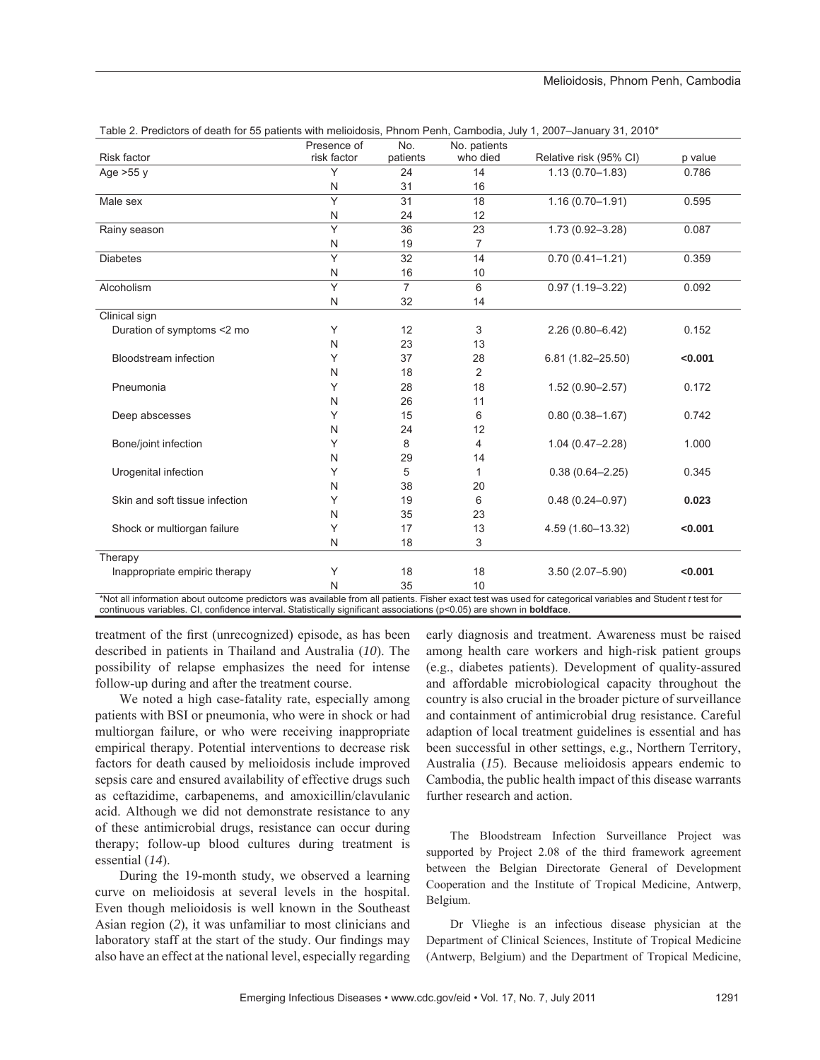Table 2. Predictors of death for 55 patients with melioidosis, Phnom Penh, Cambodia, July 1, 2007–January 31, 2010*

| Risk factor | Presence of risk factor | No. patients | No. patients who died | Relative risk (95% CI) | p value |
|---|---|---|---|---|---|
| Age >55 y | Y | 24 | 14 | 1.13 (0.70–1.83) | 0.786 |
| | N | 31 | 16 | | |
| Male sex | Y | 31 | 18 | 1.16 (0.70–1.91) | 0.595 |
| | N | 24 | 12 | | |
| Rainy season | Y | 36 | 23 | 1.73 (0.92–3.28) | 0.087 |
| | N | 19 | 7 | | |
| Diabetes | Y | 32 | 14 | 0.70 (0.41–1.21) | 0.359 |
| | N | 16 | 10 | | |
| Alcoholism | Y | 7 | 6 | 0.97 (1.19–3.22) | 0.092 |
| | N | 32 | 14 | | |
| Clinical sign | | | | | |
| Duration of symptoms <2 mo | Y | 12 | 3 | 2.26 (0.80–6.42) | 0.152 |
| | N | 23 | 13 | | |
| Bloodstream infection | Y | 37 | 28 | 6.81 (1.82–25.50) | **<0.001** |
| | N | 18 | 2 | | |
| Pneumonia | Y | 28 | 18 | 1.52 (0.90–2.57) | 0.172 |
| | N | 26 | 11 | | |
| Deep abscesses | Y | 15 | 6 | 0.80 (0.38–1.67) | 0.742 |
| | N | 24 | 12 | | |
| Bone/joint infection | Y | 8 | 4 | 1.04 (0.47–2.28) | 1.000 |
| | N | 29 | 14 | | |
| Urogenital infection | Y | 5 | 1 | 0.38 (0.64–2.25) | 0.345 |
| | N | 38 | 20 | | |
| Skin and soft tissue infection | Y | 19 | 6 | 0.48 (0.24–0.97) | **0.023** |
| | N | 35 | 23 | | |
| Shock or multiorgan failure | Y | 17 | 13 | 4.59 (1.60–13.32) | **<0.001** |
| | N | 18 | 3 | | |
| Therapy | | | | | |
| Inappropriate empiric therapy | Y | 18 | 18 | 3.50 (2.07–5.90) | **<0.001** |
| | N | 35 | 10 | | |

*Not all information about outcome predictors was available from all patients. Fisher exact test was used for categorical variables and Student *t* test for continuous variables. CI, confidence interval. Statistically significant associations ($p<0.05$) are shown in **boldface**.

treatment of the first (unrecognized) episode, as has been described in patients in Thailand and Australia (*10*). The possibility of relapse emphasizes the need for intense follow-up during and after the treatment course.

We noted a high case-fatality rate, especially among patients with BSI or pneumonia, who were in shock or had multiorgan failure, or who were receiving inappropriate empirical therapy. Potential interventions to decrease risk factors for death caused by melioidosis include improved sepsis care and ensured availability of effective drugs such as ceftazidime, carbapenems, and amoxicillin/clavulanic acid. Although we did not demonstrate resistance to any of these antimicrobial drugs, resistance can occur during therapy; follow-up blood cultures during treatment is essential (*14*).

During the 19-month study, we observed a learning curve on melioidosis at several levels in the hospital. Even though melioidosis is well known in the Southeast Asian region (*2*), it was unfamiliar to most clinicians and laboratory staff at the start of the study. Our findings may also have an effect at the national level, especially regarding early diagnosis and treatment. Awareness must be raised among health care workers and high-risk patient groups (e.g., diabetes patients). Development of quality-assured and affordable microbiological capacity throughout the country is also crucial in the broader picture of surveillance and containment of antimicrobial drug resistance. Careful adaption of local treatment guidelines is essential and has been successful in other settings, e.g., Northern Territory, Australia (*15*). Because melioidosis appears endemic to Cambodia, the public health impact of this disease warrants further research and action.

The Bloodstream Infection Surveillance Project was supported by Project 2.08 of the third framework agreement between the Belgian Directorate General of Development Cooperation and the Institute of Tropical Medicine, Antwerp, Belgium.

Dr Vlieghe is an infectious disease physician at the Department of Clinical Sciences, Institute of Tropical Medicine (Antwerp, Belgium) and the Department of Tropical Medicine,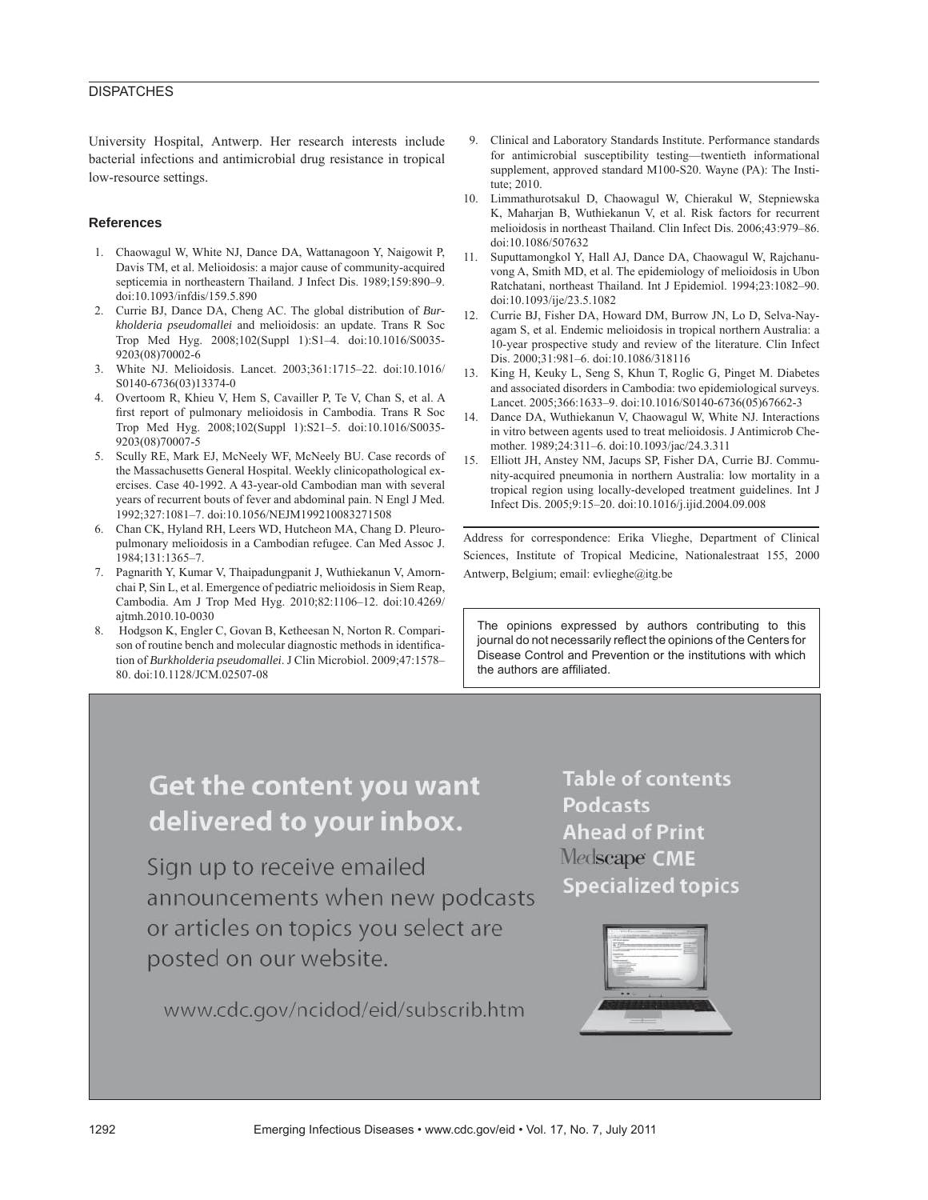University Hospital, Antwerp. Her research interests include bacterial infections and antimicrobial drug resistance in tropical low-resource settings.

## References

1. Chaowagul W, White NJ, Dance DA, Wattanagoon Y, Naigowit P, Davis TM, et al. Melioidosis: a major cause of community-acquired septicemia in northeastern Thailand. J Infect Dis. 1989;159:890–9. doi:10.1093/infdis/159.5.890
2. Currie BJ, Dance DA, Cheng AC. The global distribution of *Burkholderia pseudomallei* and melioidosis: an update. Trans R Soc Trop Med Hyg. 2008;102(Suppl 1):S1–4. doi:10.1016/S0035-9203(08)70002-6
3. White NJ. Melioidosis. Lancet. 2003;361:1715–22. doi:10.1016/S0140-6736(03)13374-0
4. Overtoom R, Khieu V, Hem S, Cavailler P, Te V, Chan S, et al. A first report of pulmonary melioidosis in Cambodia. Trans R Soc Trop Med Hyg. 2008;102(Suppl 1):S21–5. doi:10.1016/S0035-9203(08)70007-5
5. Scully RE, Mark EJ, McNeely WF, McNeely BU. Case records of the Massachusetts General Hospital. Weekly clinicopathological exercises. Case 40-1992. A 43-year-old Cambodian man with several years of recurrent bouts of fever and abdominal pain. N Engl J Med. 1992;327:1081–7. doi:10.1056/NEJM199210083271508
6. Chan CK, Hyland RH, Leers WD, Hutcheon MA, Chang D. Pleuropulmonary melioidosis in a Cambodian refugee. Can Med Assoc J. 1984;131:1365–7.
7. Pagnarith Y, Kumar V, Thaipadungpanit J, Wuthiekanun V, Amornchai P, Sin L, et al. Emergence of pediatric melioidosis in Siem Reap, Cambodia. Am J Trop Med Hyg. 2010;82:1106–12. doi:10.4269/ajtmh.2010.10-0030
8. Hodgson K, Engler C, Govan B, Ketheesan N, Norton R. Comparison of routine bench and molecular diagnostic methods in identification of *Burkholderia pseudomallei*. J Clin Microbiol. 2009;47:1578–80. doi:10.1128/JCM.02507-08
9. Clinical and Laboratory Standards Institute. Performance standards for antimicrobial susceptibility testing—twentieth informational supplement, approved standard M100-S20. Wayne (PA): The Institute; 2010.
10. Limmathurotsakul D, Chaowagul W, Chierakul W, Stepniewska K, Maharjan B, Wuthiekanun V, et al. Risk factors for recurrent melioidosis in northeast Thailand. Clin Infect Dis. 2006;43:979–86. doi:10.1086/507632
11. Suputtamongkol Y, Hall AJ, Dance DA, Chaowagul W, Rajchanuvong A, Smith MD, et al. The epidemiology of melioidosis in Ubon Ratchatani, northeast Thailand. Int J Epidemiol. 1994;23:1082–90. doi:10.1093/ije/23.5.1082
12. Currie BJ, Fisher DA, Howard DM, Burrow JN, Lo D, Selva-Nayagam S, et al. Endemic melioidosis in tropical northern Australia: a 10-year prospective study and review of the literature. Clin Infect Dis. 2000;31:981–6. doi:10.1086/318116
13. King H, Keuky L, Seng S, Khun T, Roglic G, Pinget M. Diabetes and associated disorders in Cambodia: two epidemiological surveys. Lancet. 2005;366:1633–9. doi:10.1016/S0140-6736(05)67662-3
14. Dance DA, Wuthiekanun V, Chaowagul W, White NJ. Interactions in vitro between agents used to treat melioidosis. J Antimicrob Chemother. 1989;24:311–6. doi:10.1093/jac/24.3.311
15. Elliott JH, Anstey NM, Jacups SP, Fisher DA, Currie BJ. Community-acquired pneumonia in northern Australia: low mortality in a tropical region using locally-developed treatment guidelines. Int J Infect Dis. 2005;9:15–20. doi:10.1016/j.ijid.2004.09.008

Address for correspondence: Erika Vlieghe, Department of Clinical Sciences, Institute of Tropical Medicine, Nationalestraat 155, 2000 Antwerp, Belgium; email: evlieghe@itg.be

The opinions expressed by authors contributing to this journal do not necessarily reflect the opinions of the Centers for Disease Control and Prevention or the institutions with which the authors are affiliated.

**Get the content you want delivered to your inbox.**

Sign up to receive emailed announcements when new podcasts or articles on topics you select are posted on our website.

www.cdc.gov/ncidod/eid/subscrib.htm

**Table of contents**
**Podcasts**
**Ahead of Print**
**Medscape CME**
**Specialized topics**